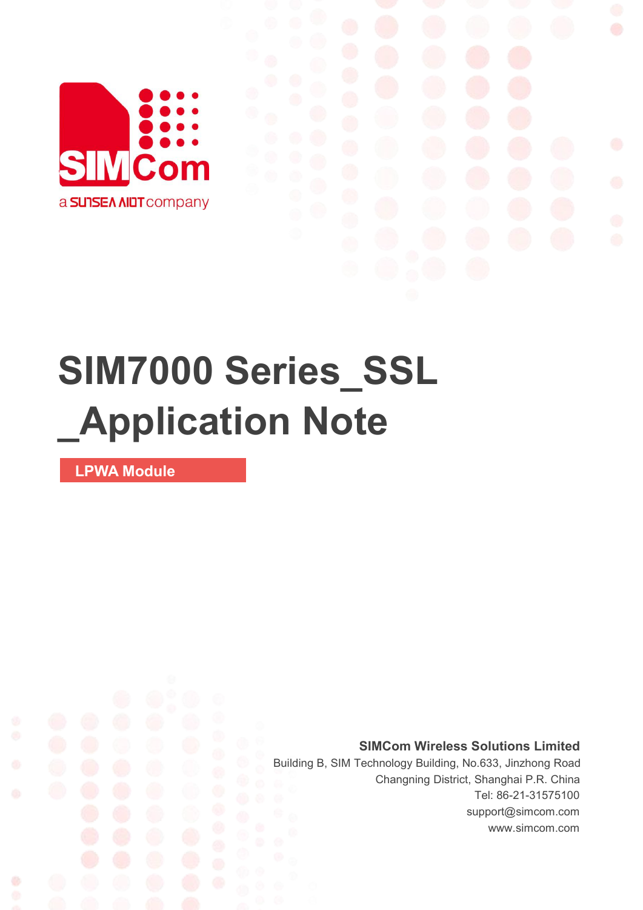SIMCom

a SUNSEA AIOT company

# SIM7000 Series_SSL _Application Note

**LPWA Module**

**SIMCom Wireless Solutions Limited**

Building B, SIM Technology Building, No.633, Jinzhong Road

Changning District, Shanghai P.R. China

Tel: 86-21-31575100

support@simcom.com

www.simcom.com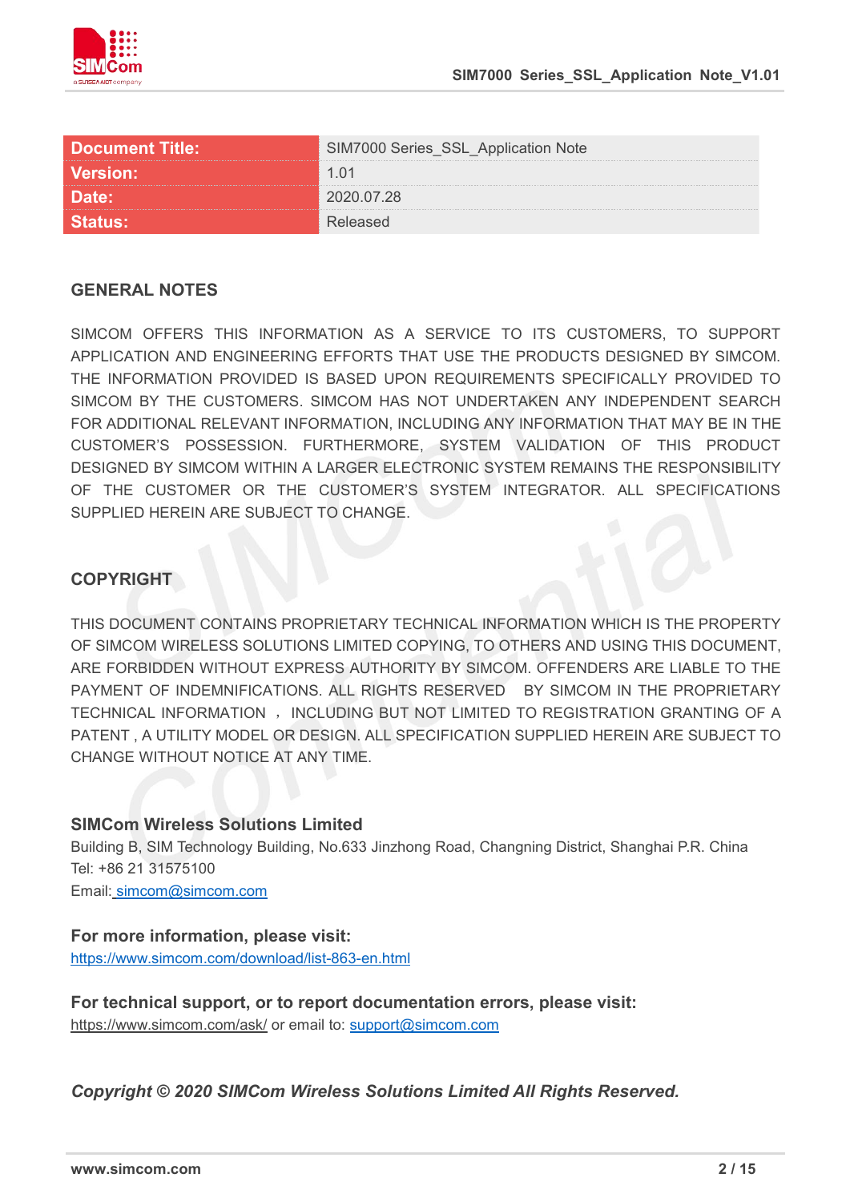| Document Title: | SIM7000 Series_SSL_Application Note |
| --- | --- |
| Version: | 1.01 |
| Date: | 2020.07.28 |
| Status: | Released |

## GENERAL NOTES

SIMCOM OFFERS THIS INFORMATION AS A SERVICE TO ITS CUSTOMERS, TO SUPPORT APPLICATION AND ENGINEERING EFFORTS THAT USE THE PRODUCTS DESIGNED BY SIMCOM. THE INFORMATION PROVIDED IS BASED UPON REQUIREMENTS SPECIFICALLY PROVIDED TO SIMCOM BY THE CUSTOMERS. SIMCOM HAS NOT UNDERTAKEN ANY INDEPENDENT SEARCH FOR ADDITIONAL RELEVANT INFORMATION, INCLUDING ANY INFORMATION THAT MAY BE IN THE CUSTOMER'S POSSESSION. FURTHERMORE, SYSTEM VALIDATION OF THIS PRODUCT DESIGNED BY SIMCOM WITHIN A LARGER ELECTRONIC SYSTEM REMAINS THE RESPONSIBILITY OF THE CUSTOMER OR THE CUSTOMER'S SYSTEM INTEGRATOR. ALL SPECIFICATIONS SUPPLIED HEREIN ARE SUBJECT TO CHANGE.

## COPYRIGHT

THIS DOCUMENT CONTAINS PROPRIETARY TECHNICAL INFORMATION WHICH IS THE PROPERTY OF SIMCOM WIRELESS SOLUTIONS LIMITED COPYING, TO OTHERS AND USING THIS DOCUMENT, ARE FORBIDDEN WITHOUT EXPRESS AUTHORITY BY SIMCOM. OFFENDERS ARE LIABLE TO THE PAYMENT OF INDEMNIFICATIONS. ALL RIGHTS RESERVED BY SIMCOM IN THE PROPRIETARY TECHNICAL INFORMATION ， INCLUDING BUT NOT LIMITED TO REGISTRATION GRANTING OF A PATENT , A UTILITY MODEL OR DESIGN. ALL SPECIFICATION SUPPLIED HEREIN ARE SUBJECT TO CHANGE WITHOUT NOTICE AT ANY TIME.

**SIMCom Wireless Solutions Limited**
Building B, SIM Technology Building, No.633 Jinzhong Road, Changning District, Shanghai P.R. China
Tel: +86 21 31575100
Email: simcom@simcom.com

**For more information, please visit:**
https://www.simcom.com/download/list-863-en.html

**For technical support, or to report documentation errors, please visit:**
https://www.simcom.com/ask/ or email to: support@simcom.com

***Copyright © 2020 SIMCom Wireless Solutions Limited All Rights Reserved.***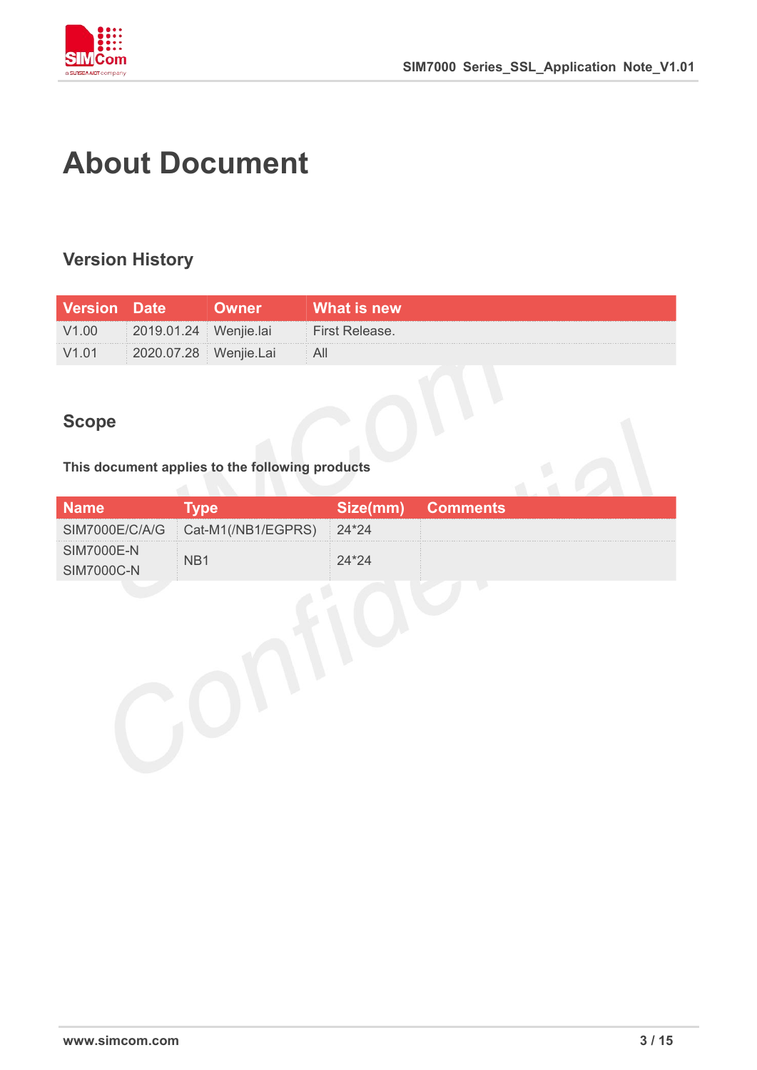# About Document

## Version History

| Version | Date | Owner | What is new |
|---|---|---|---|
| V1.00 | 2019.01.24 | Wenjie.lai | First Release. |
| V1.01 | 2020.07.28 | Wenjie.Lai | All |

## Scope

**This document applies to the following products**

| Name | Type | Size(mm) | Comments |
|---|---|---|---|
| SIM7000E/C/A/G | Cat-M1(/NB1/EGPRS) | 24*24 | |
| SIM7000E-N<br>SIM7000C-N | NB1 | 24*24 | |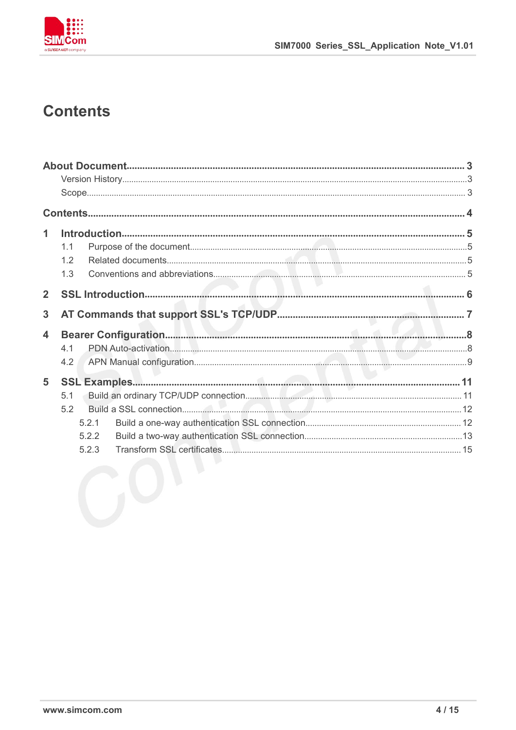# Contents

**About Document** ..... 3
- Version History ..... 3
- Scope ..... 3

**Contents** ..... 4

**1 Introduction** ..... 5
- 1.1 Purpose of the document ..... 5
- 1.2 Related documents ..... 5
- 1.3 Conventions and abbreviations ..... 5

**2 SSL Introduction** ..... 6

**3 AT Commands that support SSL's TCP/UDP** ..... 7

**4 Bearer Configuration** ..... 8
- 4.1 PDN Auto-activation ..... 8
- 4.2 APN Manual configuration ..... 9

**5 SSL Examples** ..... 11
- 5.1 Build an ordinary TCP/UDP connection ..... 11
- 5.2 Build a SSL connection ..... 12
  - 5.2.1 Build a one-way authentication SSL connection ..... 12
  - 5.2.2 Build a two-way authentication SSL connection ..... 13
  - 5.2.3 Transform SSL certificates ..... 15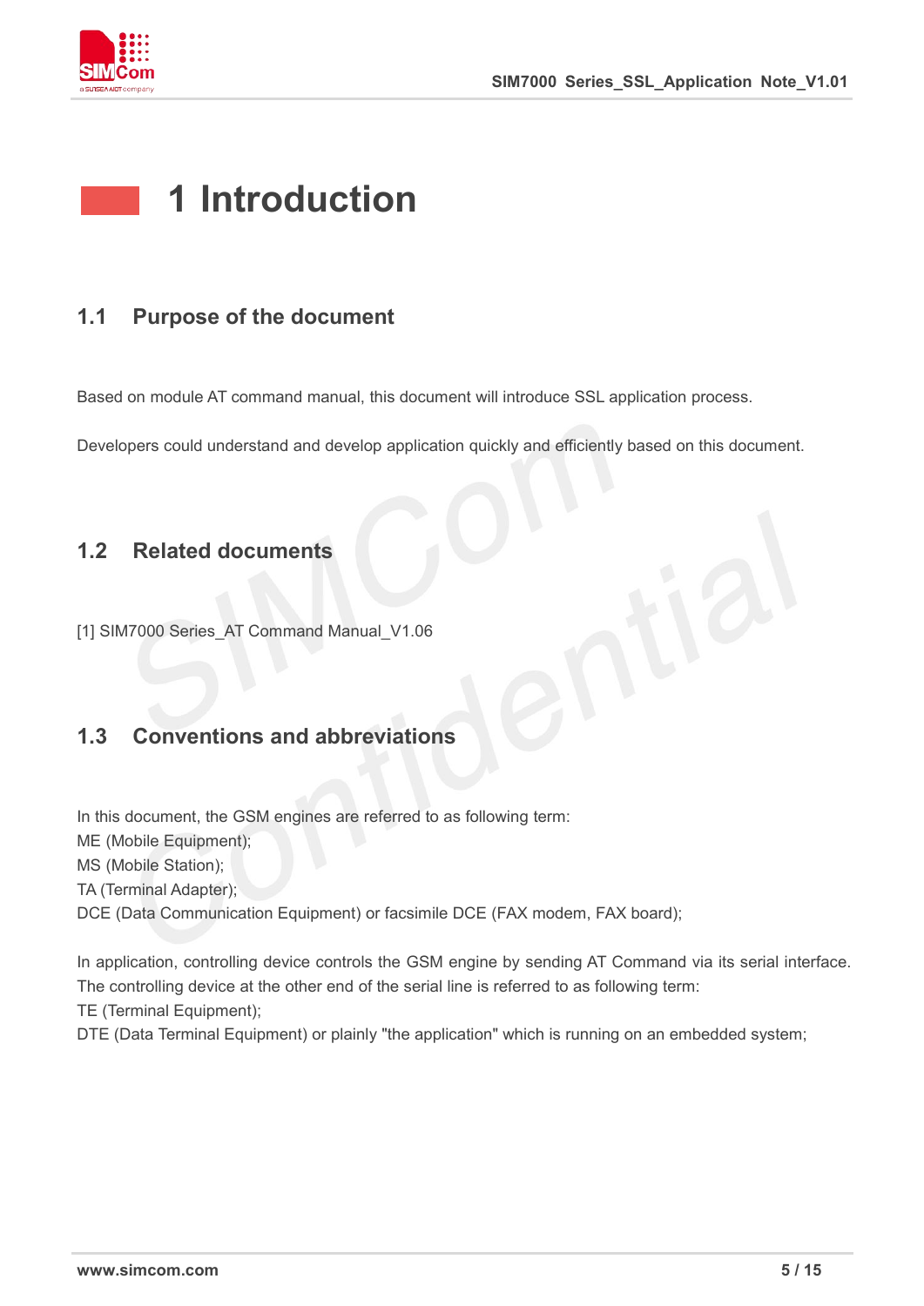# 1 Introduction

## 1.1 Purpose of the document

Based on module AT command manual, this document will introduce SSL application process.

Developers could understand and develop application quickly and efficiently based on this document.

## 1.2 Related documents

[1] SIM7000 Series_AT Command Manual_V1.06

## 1.3 Conventions and abbreviations

In this document, the GSM engines are referred to as following term:
ME (Mobile Equipment);
MS (Mobile Station);
TA (Terminal Adapter);
DCE (Data Communication Equipment) or facsimile DCE (FAX modem, FAX board);

In application, controlling device controls the GSM engine by sending AT Command via its serial interface. The controlling device at the other end of the serial line is referred to as following term:
TE (Terminal Equipment);
DTE (Data Terminal Equipment) or plainly "the application" which is running on an embedded system;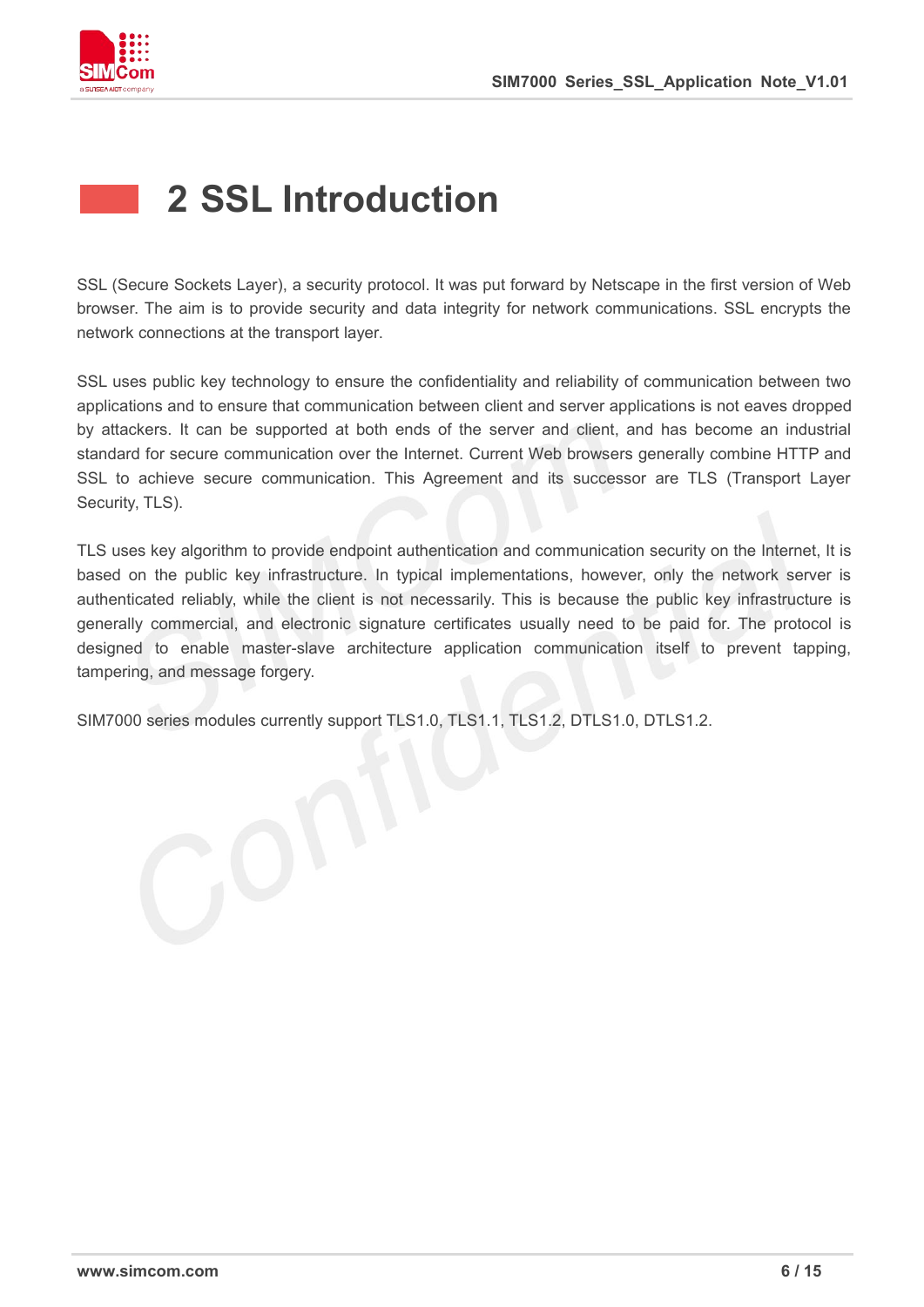# 2 SSL Introduction

SSL (Secure Sockets Layer), a security protocol. It was put forward by Netscape in the first version of Web browser. The aim is to provide security and data integrity for network communications. SSL encrypts the network connections at the transport layer.

SSL uses public key technology to ensure the confidentiality and reliability of communication between two applications and to ensure that communication between client and server applications is not eaves dropped by attackers. It can be supported at both ends of the server and client, and has become an industrial standard for secure communication over the Internet. Current Web browsers generally combine HTTP and SSL to achieve secure communication. This Agreement and its successor are TLS (Transport Layer Security, TLS).

TLS uses key algorithm to provide endpoint authentication and communication security on the Internet, It is based on the public key infrastructure. In typical implementations, however, only the network server is authenticated reliably, while the client is not necessarily. This is because the public key infrastructure is generally commercial, and electronic signature certificates usually need to be paid for. The protocol is designed to enable master-slave architecture application communication itself to prevent tapping, tampering, and message forgery.

SIM7000 series modules currently support TLS1.0, TLS1.1, TLS1.2, DTLS1.0, DTLS1.2.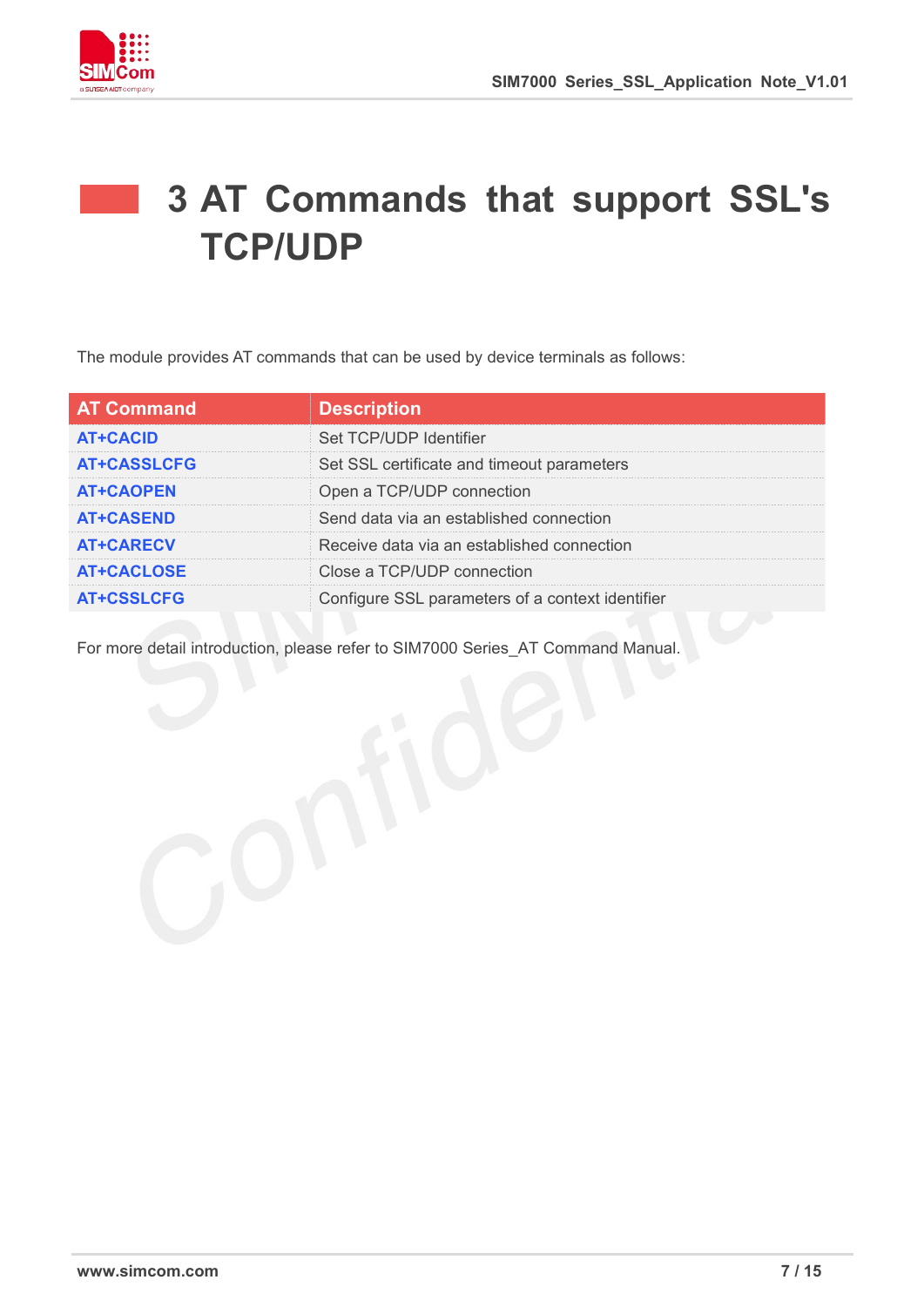# 3 AT Commands that support SSL's TCP/UDP

The module provides AT commands that can be used by device terminals as follows:

| AT Command | Description |
|---|---|
| AT+CACID | Set TCP/UDP Identifier |
| AT+CASSLCFG | Set SSL certificate and timeout parameters |
| AT+CAOPEN | Open a TCP/UDP connection |
| AT+CASEND | Send data via an established connection |
| AT+CARECV | Receive data via an established connection |
| AT+CACLOSE | Close a TCP/UDP connection |
| AT+CSSLCFG | Configure SSL parameters of a context identifier |

For more detail introduction, please refer to SIM7000 Series_AT Command Manual.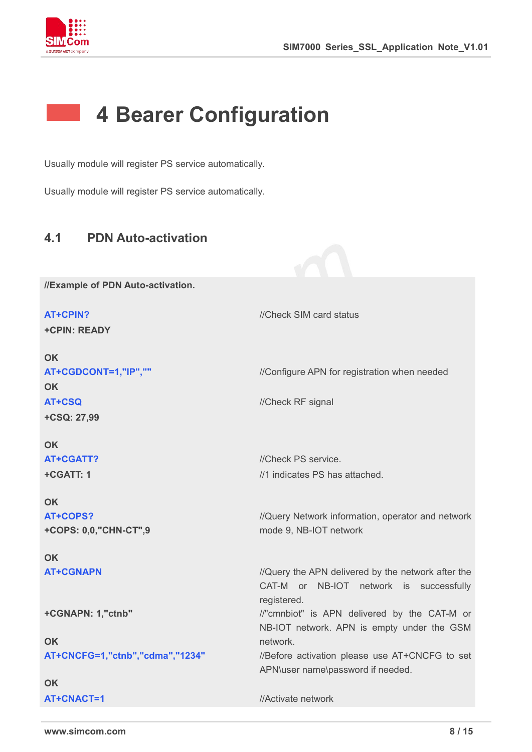# 4 Bearer Configuration

Usually module will register PS service automatically.

Usually module will register PS service automatically.

## 4.1 PDN Auto-activation

```
//Example of PDN Auto-activation.

AT+CPIN?                                  //Check SIM card status
+CPIN: READY

OK
AT+CGDCONT=1,"IP",""                      //Configure APN for registration when needed
OK
AT+CSQ                                    //Check RF signal
+CSQ: 27,99

OK
AT+CGATT?                                 //Check PS service.
+CGATT: 1                                 //1 indicates PS has attached.

OK
AT+COPS?                                  //Query Network information, operator and network
+COPS: 0,0,"CHN-CT",9                     mode 9, NB-IOT network

OK
AT+CGNAPN                                 //Query the APN delivered by the network after the
                                          CAT-M or NB-IOT network is successfully
                                          registered.
+CGNAPN: 1,"ctnb"                         //"cmnbiot" is APN delivered by the CAT-M or
                                          NB-IOT network. APN is empty under the GSM
OK                                        network.
AT+CNCFG=1,"ctnb","cdma","1234"           //Before activation please use AT+CNCFG to set
                                          APN\user name\password if needed.
OK
AT+CNACT=1                                //Activate network
```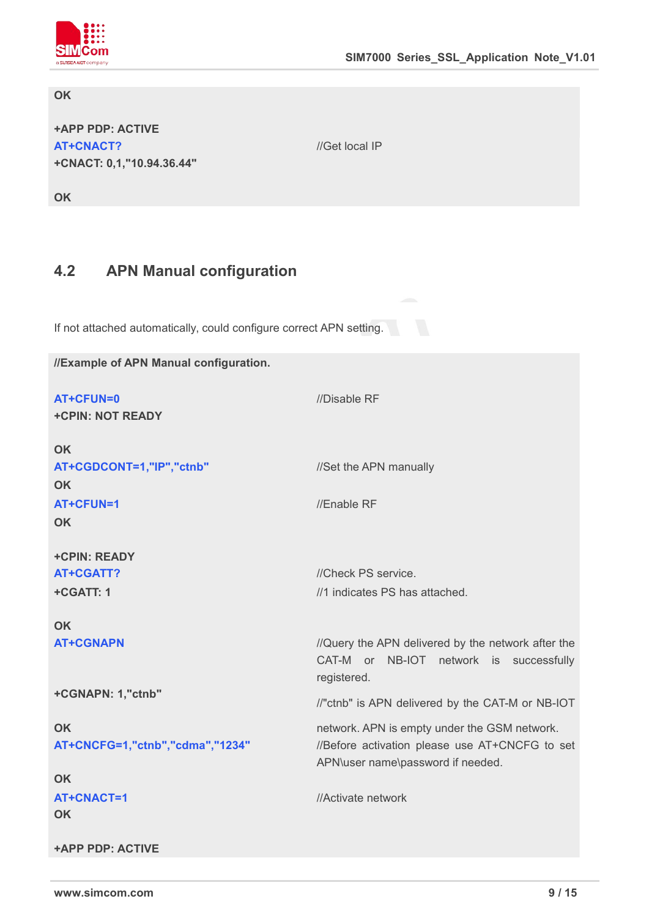```
OK

+APP PDP: ACTIVE
AT+CNACT?                                 //Get local IP
+CNACT: 0,1,"10.94.36.44"

OK
```

## 4.2 APN Manual configuration

If not attached automatically, could configure correct APN setting.

```
//Example of APN Manual configuration.

AT+CFUN=0                                 //Disable RF
+CPIN: NOT READY

OK
AT+CGDCONT=1,"IP","ctnb"                  //Set the APN manually
OK
AT+CFUN=1                                 //Enable RF
OK

+CPIN: READY
AT+CGATT?                                 //Check PS service.
+CGATT: 1                                 //1 indicates PS has attached.

OK
AT+CGNAPN                                 //Query the APN delivered by the network after the
                                          CAT-M or NB-IOT network is successfully
                                          registered.
+CGNAPN: 1,"ctnb"                         //"ctnb" is APN delivered by the CAT-M or NB-IOT
                                          network. APN is empty under the GSM network.
OK
AT+CNCFG=1,"ctnb","cdma","1234"           //Before activation please use AT+CNCFG to set
                                          APN\user name\password if needed.
OK
AT+CNACT=1                                //Activate network
OK

+APP PDP: ACTIVE
```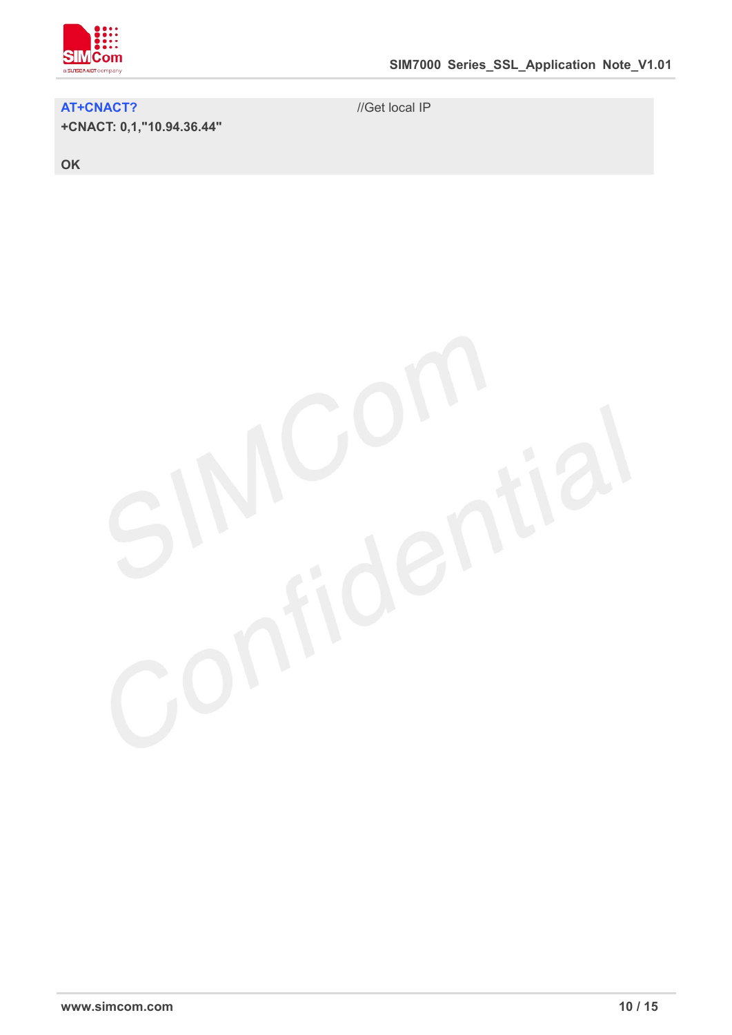```
AT+CNACT?                                  //Get local IP
+CNACT: 0,1,"10.94.36.44"

OK
```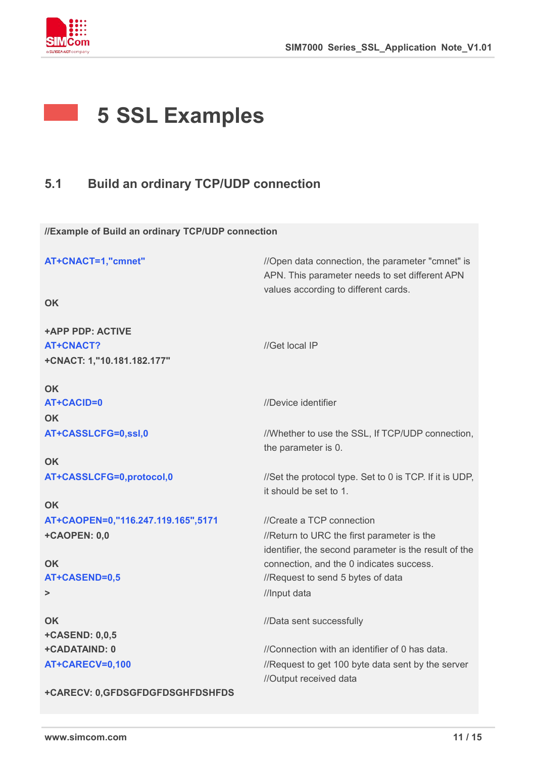# 5 SSL Examples

## 5.1 Build an ordinary TCP/UDP connection

**//Example of Build an ordinary TCP/UDP connection**

```
AT+CNACT=1,"cmnet"                    //Open data connection, the parameter "cmnet" is
                                      APN. This parameter needs to set different APN
                                      values according to different cards.
OK

+APP PDP: ACTIVE
AT+CNACT?                             //Get local IP
+CNACT: 1,"10.181.182.177"

OK
AT+CACID=0                            //Device identifier
OK
AT+CASSLCFG=0,ssl,0                   //Whether to use the SSL, If TCP/UDP connection,
                                      the parameter is 0.
OK
AT+CASSLCFG=0,protocol,0              //Set the protocol type. Set to 0 is TCP. If it is UDP,
                                      it should be set to 1.
OK
AT+CAOPEN=0,"116.247.119.165",5171    //Create a TCP connection
+CAOPEN: 0,0                          //Return to URC the first parameter is the
                                      identifier, the second parameter is the result of the
OK                                    connection, and the 0 indicates success.
AT+CASEND=0,5                         //Request to send 5 bytes of data
>                                     //Input data

OK                                    //Data sent successfully
+CASEND: 0,0,5
+CADATAIND: 0                         //Connection with an identifier of 0 has data.
AT+CARECV=0,100                       //Request to get 100 byte data sent by the server
                                      //Output received data
+CARECV: 0,GFDSGFDGFDSGHFDSHFDS
```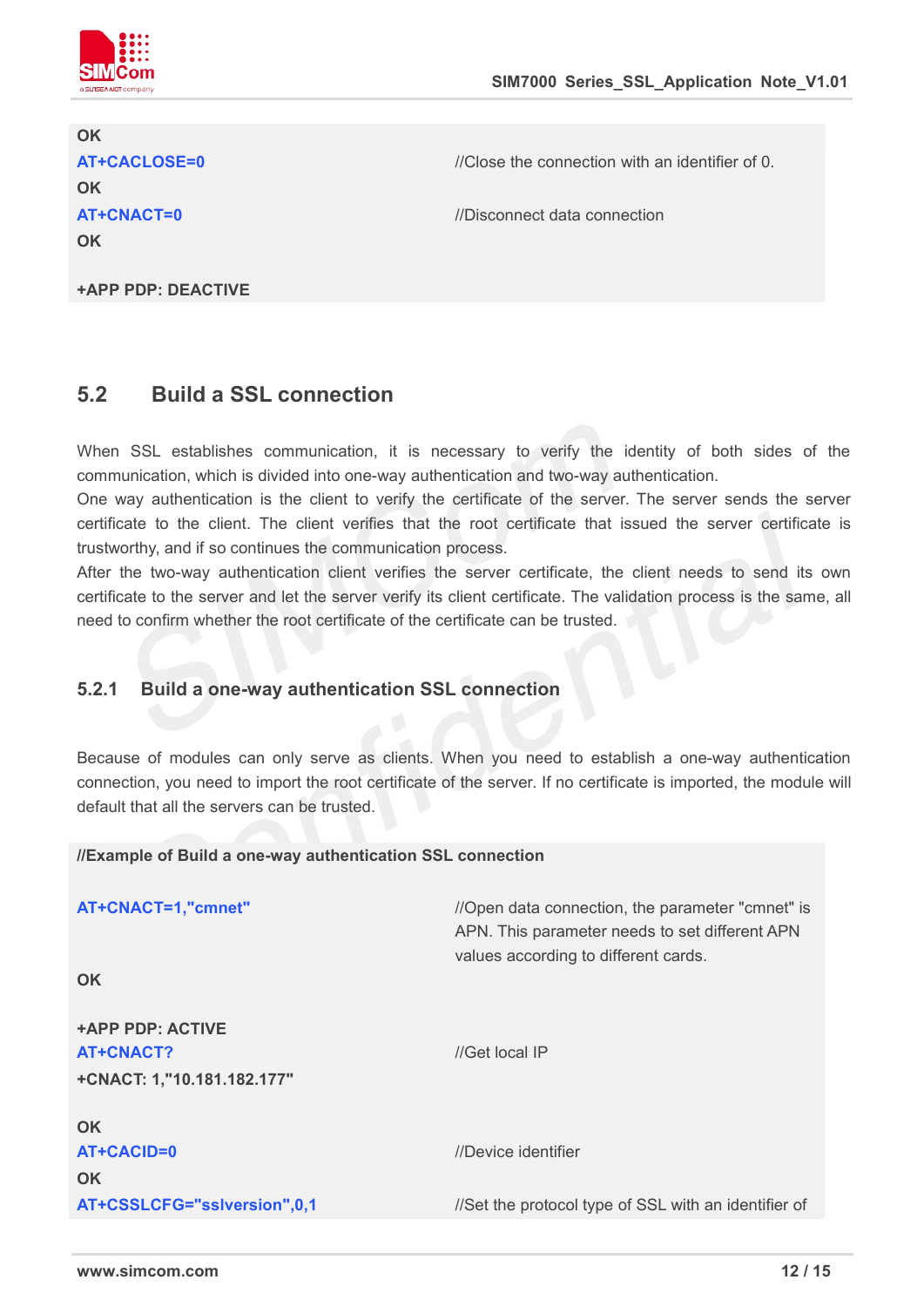```
OK
AT+CACLOSE=0                    //Close the connection with an identifier of 0.
OK
AT+CNACT=0                      //Disconnect data connection
OK

+APP PDP: DEACTIVE
```

## 5.2 Build a SSL connection

When SSL establishes communication, it is necessary to verify the identity of both sides of the communication, which is divided into one-way authentication and two-way authentication.
One way authentication is the client to verify the certificate of the server. The server sends the server certificate to the client. The client verifies that the root certificate that issued the server certificate is trustworthy, and if so continues the communication process.
After the two-way authentication client verifies the server certificate, the client needs to send its own certificate to the server and let the server verify its client certificate. The validation process is the same, all need to confirm whether the root certificate of the certificate can be trusted.

### 5.2.1 Build a one-way authentication SSL connection

Because of modules can only serve as clients. When you need to establish a one-way authentication connection, you need to import the root certificate of the server. If no certificate is imported, the module will default that all the servers can be trusted.

```
//Example of Build a one-way authentication SSL connection

AT+CNACT=1,"cmnet"              //Open data connection, the parameter "cmnet" is
                                APN. This parameter needs to set different APN
                                values according to different cards.
OK

+APP PDP: ACTIVE
AT+CNACT?                       //Get local IP
+CNACT: 1,"10.181.182.177"

OK
AT+CACID=0                      //Device identifier
OK
AT+CSSLCFG="sslversion",0,1     //Set the protocol type of SSL with an identifier of
```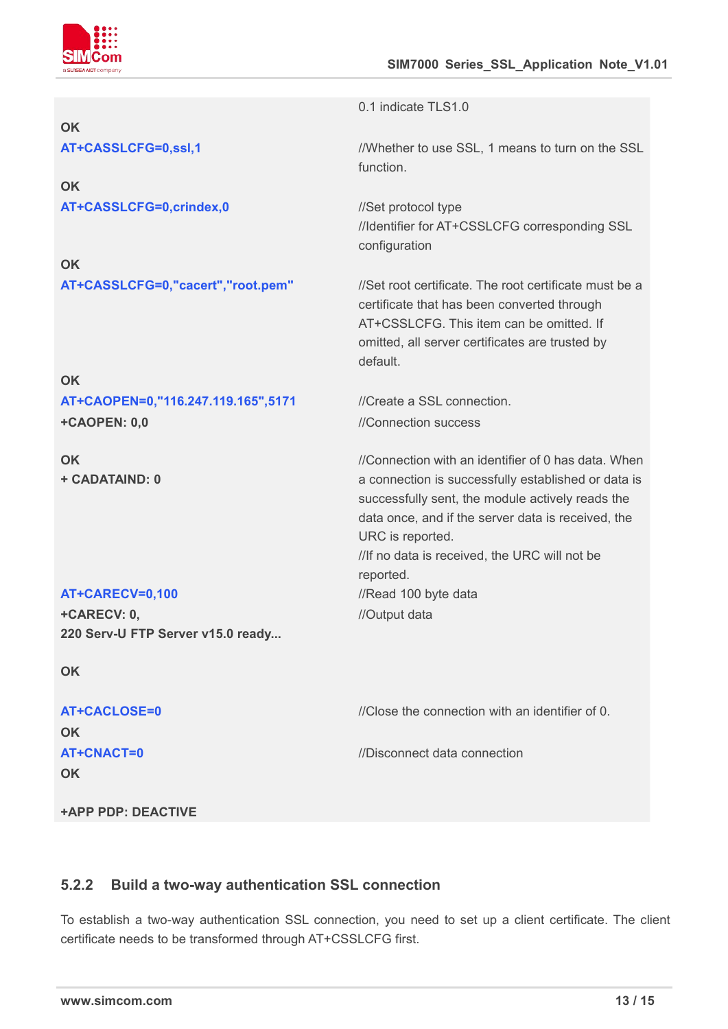| | |
|---|---|
| | 0.1 indicate TLS1.0 |
| **OK** | |
| **AT+CASSLCFG=0,ssl,1** | //Whether to use SSL, 1 means to turn on the SSL function. |
| **OK** | |
| **AT+CASSLCFG=0,crindex,0** | //Set protocol type<br>//Identifier for AT+CSSLCFG corresponding SSL configuration |
| **OK** | |
| **AT+CASSLCFG=0,"cacert","root.pem"** | //Set root certificate. The root certificate must be a certificate that has been converted through AT+CSSLCFG. This item can be omitted. If omitted, all server certificates are trusted by default. |
| **OK** | |
| **AT+CAOPEN=0,"116.247.119.165",5171** | //Create a SSL connection. |
| **+CAOPEN: 0,0** | //Connection success |
| **OK**<br>**+ CADATAIND: 0** | //Connection with an identifier of 0 has data. When a connection is successfully established or data is successfully sent, the module actively reads the data once, and if the server data is received, the URC is reported.<br>//If no data is received, the URC will not be reported. |
| **AT+CARECV=0,100** | //Read 100 byte data |
| **+CARECV: 0,**<br>**220 Serv-U FTP Server v15.0 ready...** | //Output data |
| **OK** | |
| **AT+CACLOSE=0** | //Close the connection with an identifier of 0. |
| **OK** | |
| **AT+CNACT=0** | //Disconnect data connection |
| **OK** | |
| **+APP PDP: DEACTIVE** | |

### 5.2.2 Build a two-way authentication SSL connection

To establish a two-way authentication SSL connection, you need to set up a client certificate. The client certificate needs to be transformed through AT+CSSLCFG first.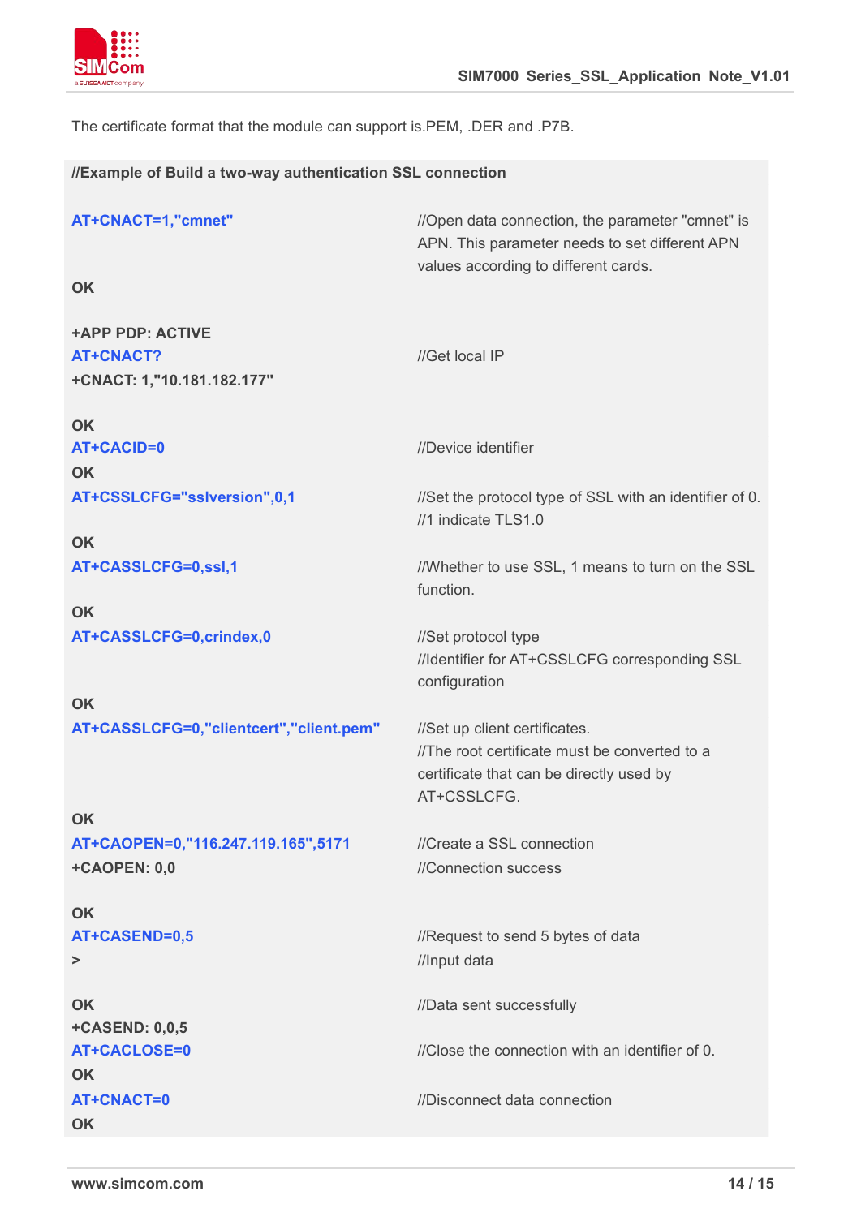The certificate format that the module can support is.PEM, .DER and .P7B.

| **//Example of Build a two-way authentication SSL connection** | |
|---|---|
| **AT+CNACT=1,"cmnet"** | //Open data connection, the parameter "cmnet" is APN. This parameter needs to set different APN values according to different cards. |
| **OK** | |
| **+APP PDP: ACTIVE** | |
| **AT+CNACT?** | //Get local IP |
| **+CNACT: 1,"10.181.182.177"** | |
| **OK** | |
| **AT+CACID=0** | //Device identifier |
| **OK** | |
| **AT+CSSLCFG="sslversion",0,1** | //Set the protocol type of SSL with an identifier of 0. //1 indicate TLS1.0 |
| **OK** | |
| **AT+CASSLCFG=0,ssl,1** | //Whether to use SSL, 1 means to turn on the SSL function. |
| **OK** | |
| **AT+CASSLCFG=0,crindex,0** | //Set protocol type //Identifier for AT+CSSLCFG corresponding SSL configuration |
| **OK** | |
| **AT+CASSLCFG=0,"clientcert","client.pem"** | //Set up client certificates. //The root certificate must be converted to a certificate that can be directly used by AT+CSSLCFG. |
| **OK** | |
| **AT+CAOPEN=0,"116.247.119.165",5171** | //Create a SSL connection |
| **+CAOPEN: 0,0** | //Connection success |
| **OK** | |
| **AT+CASEND=0,5** | //Request to send 5 bytes of data |
| **>** | //Input data |
| **OK** | //Data sent successfully |
| **+CASEND: 0,0,5** | |
| **AT+CACLOSE=0** | //Close the connection with an identifier of 0. |
| **OK** | |
| **AT+CNACT=0** | //Disconnect data connection |
| **OK** | |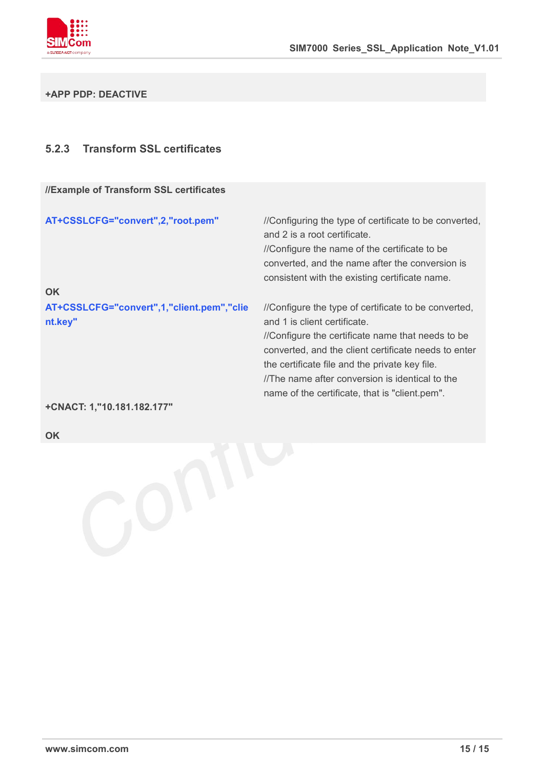```
+APP PDP: DEACTIVE
```

### 5.2.3 Transform SSL certificates

| | |
|---|---|
| **//Example of Transform SSL certificates** | |
| **AT+CSSLCFG="convert",2,"root.pem"** | //Configuring the type of certificate to be converted, and 2 is a root certificate.<br>//Configure the name of the certificate to be converted, and the name after the conversion is consistent with the existing certificate name. |
| **OK** | |
| **AT+CSSLCFG="convert",1,"client.pem","client.key"** | //Configure the type of certificate to be converted, and 1 is client certificate.<br>//Configure the certificate name that needs to be converted, and the client certificate needs to enter the certificate file and the private key file.<br>//The name after conversion is identical to the name of the certificate, that is "client.pem". |
| **+CNACT: 1,"10.181.182.177"** | |
| **OK** | |